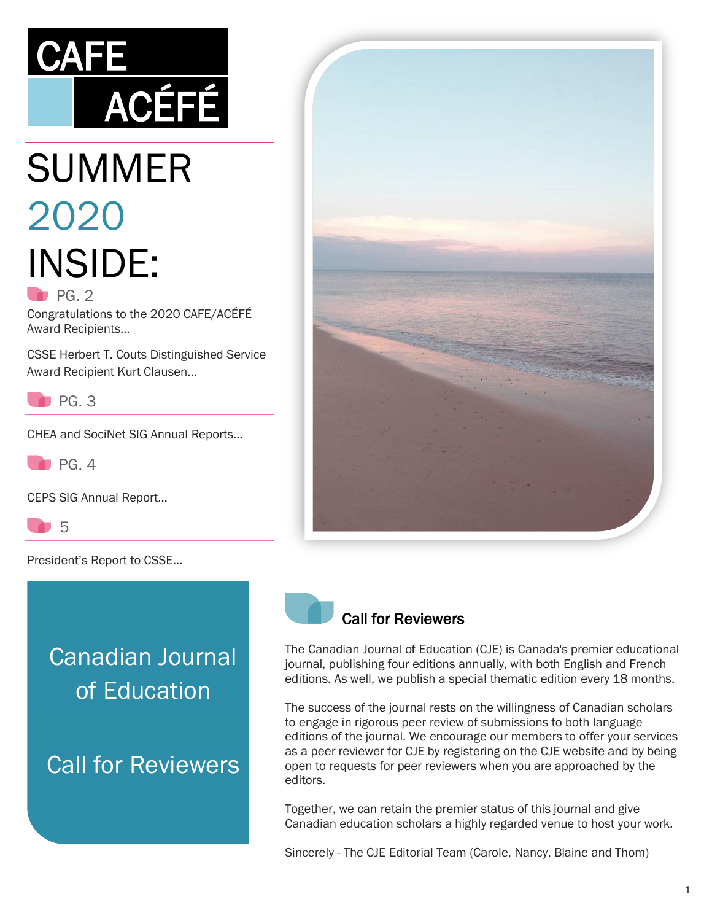# CAFE ACÉFÉ

# SUMMER 2020

## INSIDE:

**PG. 2**

Congratulations to the 2020 CAFE/ACÉFÉ Award Recipients...

CSSE Herbert T. Couts Distinguished Service Award Recipient Kurt Clausen...

**PG. 3**

CHEA and SociNet SIG Annual Reports...

**PG. 4**

CEPS SIG Annual Report...

**5**

President's Report to CSSE...

## Canadian Journal of Education

## Call for Reviewers

### Call for Reviewers

The Canadian Journal of Education (CJE) is Canada's premier educational journal, publishing four editions annually, with both English and French editions. As well, we publish a special thematic edition every 18 months.

The success of the journal rests on the willingness of Canadian scholars to engage in rigorous peer review of submissions to both language editions of the journal. We encourage our members to offer your services as a peer reviewer for CJE by registering on the CJE website and by being open to requests for peer reviewers when you are approached by the editors.

Together, we can retain the premier status of this journal and give Canadian education scholars a highly regarded venue to host your work.

Sincerely - The CJE Editorial Team (Carole, Nancy, Blaine and Thom)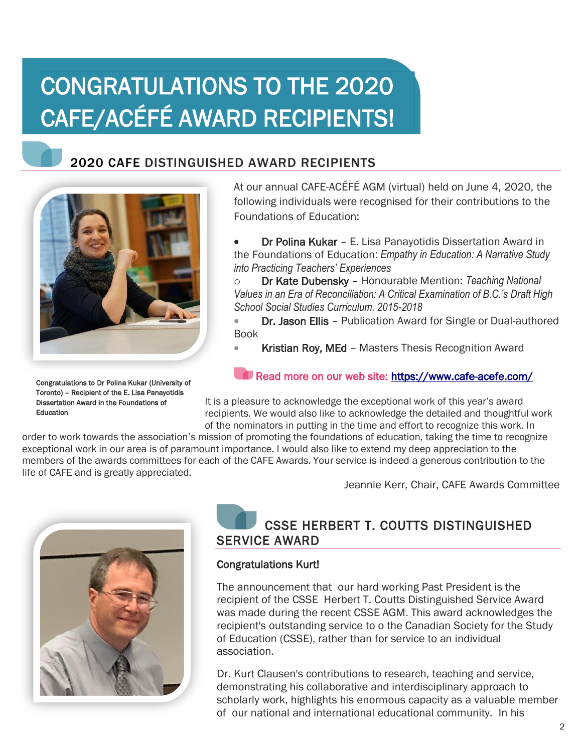# CONGRATULATIONS TO THE 2020 CAFE/ACÉFÉ AWARD RECIPIENTS!

## 2020 CAFE DISTINGUISHED AWARD RECIPIENTS

At our annual CAFE-ACÉFÉ AGM (virtual) held on June 4, 2020, the following individuals were recognised for their contributions to the Foundations of Education:

- **Dr Polina Kukar** – E. Lisa Panayotidis Dissertation Award in the Foundations of Education: *Empathy in Education: A Narrative Study into Practicing Teachers' Experiences*
  - **Dr Kate Dubensky** – Honourable Mention: *Teaching National Values in an Era of Reconciliation: A Critical Examination of B.C.'s Draft High School Social Studies Curriculum, 2015-2018*
- **Dr. Jason Ellis** – Publication Award for Single or Dual-authored Book
- **Kristian Roy, MEd** – Masters Thesis Recognition Award

Read more on our web site: [https://www.cafe-acefe.com/](https://www.cafe-acefe.com/)

Congratulations to Dr Polina Kukar (University of Toronto) – Recipient of the E. Lisa Panayotidis Dissertation Award in the Foundations of Education

It is a pleasure to acknowledge the exceptional work of this year's award recipients. We would also like to acknowledge the detailed and thoughtful work of the nominators in putting in the time and effort to recognize this work. In order to work towards the association's mission of promoting the foundations of education, taking the time to recognize exceptional work in our area is of paramount importance. I would also like to extend my deep appreciation to the members of the awards committees for each of the CAFE Awards. Your service is indeed a generous contribution to the life of CAFE and is greatly appreciated.

Jeannie Kerr, Chair, CAFE Awards Committee

## CSSE HERBERT T. COUTTS DISTINGUISHED SERVICE AWARD

**Congratulations Kurt!**

The announcement that our hard working Past President is the recipient of the CSSE Herbert T. Coutts Distinguished Service Award was made during the recent CSSE AGM. This award acknowledges the recipient's outstanding service to o the Canadian Society for the Study of Education (CSSE), rather than for service to an individual association.

Dr. Kurt Clausen's contributions to research, teaching and service, demonstrating his collaborative and interdisciplinary approach to scholarly work, highlights his enormous capacity as a valuable member of our national and international educational community. In his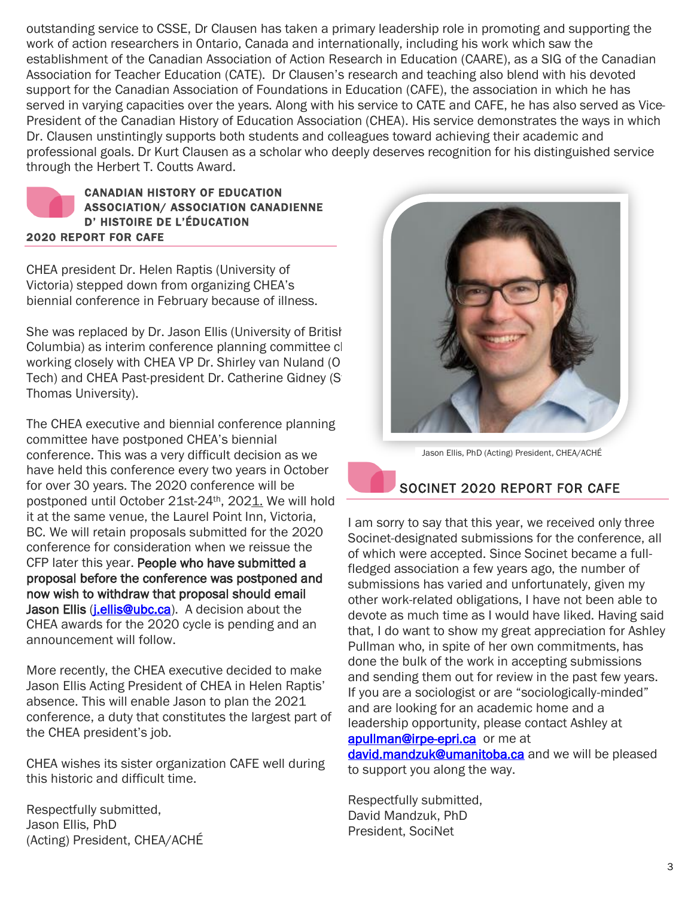outstanding service to CSSE, Dr Clausen has taken a primary leadership role in promoting and supporting the work of action researchers in Ontario, Canada and internationally, including his work which saw the establishment of the Canadian Association of Action Research in Education (CAARE), as a SIG of the Canadian Association for Teacher Education (CATE). Dr Clausen's research and teaching also blend with his devoted support for the Canadian Association of Foundations in Education (CAFE), the association in which he has served in varying capacities over the years. Along with his service to CATE and CAFE, he has also served as Vice-President of the Canadian History of Education Association (CHEA). His service demonstrates the ways in which Dr. Clausen unstintingly supports both students and colleagues toward achieving their academic and professional goals. Dr Kurt Clausen as a scholar who deeply deserves recognition for his distinguished service through the Herbert T. Coutts Award.

## CANADIAN HISTORY OF EDUCATION ASSOCIATION/ ASSOCIATION CANADIENNE D' HISTOIRE DE L'ÉDUCATION 2020 REPORT FOR CAFE

CHEA president Dr. Helen Raptis (University of Victoria) stepped down from organizing CHEA's biennial conference in February because of illness.

She was replaced by Dr. Jason Ellis (University of British Columbia) as interim conference planning committee chair, working closely with CHEA VP Dr. Shirley van Nuland (Ontario Tech) and CHEA Past-president Dr. Catherine Gidney (St. Thomas University).

The CHEA executive and biennial conference planning committee have postponed CHEA's biennial conference. This was a very difficult decision as we have held this conference every two years in October for over 30 years. The 2020 conference will be postponed until October 21st-24th, 2021. We will hold it at the same venue, the Laurel Point Inn, Victoria, BC. We will retain proposals submitted for the 2020 conference for consideration when we reissue the CFP later this year. **People who have submitted a proposal before the conference was postponed and now wish to withdraw that proposal should email Jason Ellis** (j.ellis@ubc.ca). A decision about the CHEA awards for the 2020 cycle is pending and an announcement will follow.

More recently, the CHEA executive decided to make Jason Ellis Acting President of CHEA in Helen Raptis' absence. This will enable Jason to plan the 2021 conference, a duty that constitutes the largest part of the CHEA president's job.

CHEA wishes its sister organization CAFE well during this historic and difficult time.

Respectfully submitted,
Jason Ellis, PhD
(Acting) President, CHEA/ACHÉ

Jason Ellis, PhD (Acting) President, CHEA/ACHÉ

## SOCINET 2020 REPORT FOR CAFE

I am sorry to say that this year, we received only three Socinet-designated submissions for the conference, all of which were accepted. Since Socinet became a full-fledged association a few years ago, the number of submissions has varied and unfortunately, given my other work-related obligations, I have not been able to devote as much time as I would have liked. Having said that, I do want to show my great appreciation for Ashley Pullman who, in spite of her own commitments, has done the bulk of the work in accepting submissions and sending them out for review in the past few years. If you are a sociologist or are "sociologically-minded" and are looking for an academic home and a leadership opportunity, please contact Ashley at apullman@irpe-epri.ca or me at david.mandzuk@umanitoba.ca and we will be pleased to support you along the way.

Respectfully submitted,
David Mandzuk, PhD
President, SociNet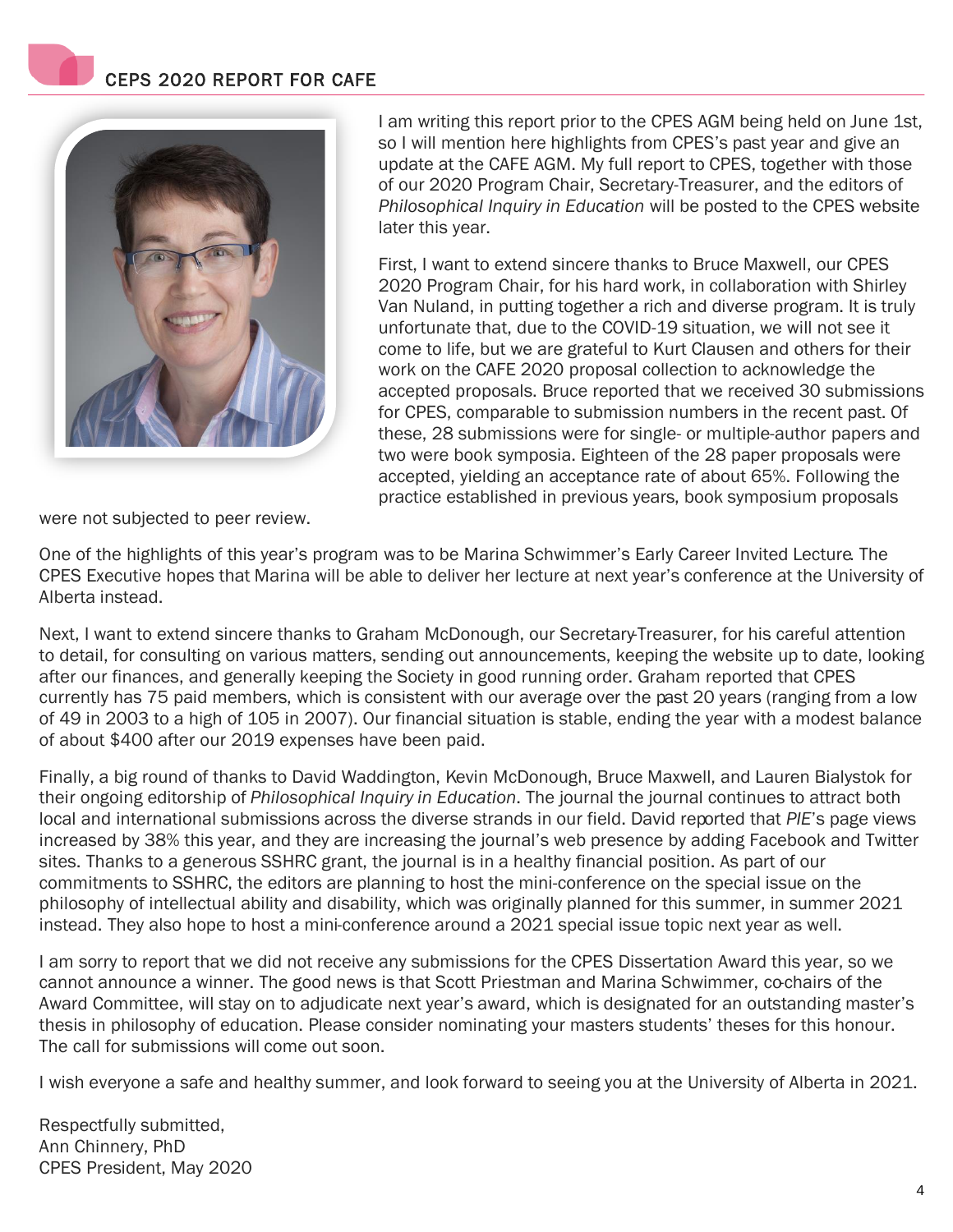## CEPS 2020 REPORT FOR CAFE

I am writing this report prior to the CPES AGM being held on June 1st, so I will mention here highlights from CPES's past year and give an update at the CAFE AGM. My full report to CPES, together with those of our 2020 Program Chair, Secretary-Treasurer, and the editors of *Philosophical Inquiry in Education* will be posted to the CPES website later this year.

First, I want to extend sincere thanks to Bruce Maxwell, our CPES 2020 Program Chair, for his hard work, in collaboration with Shirley Van Nuland, in putting together a rich and diverse program. It is truly unfortunate that, due to the COVID-19 situation, we will not see it come to life, but we are grateful to Kurt Clausen and others for their work on the CAFE 2020 proposal collection to acknowledge the accepted proposals. Bruce reported that we received 30 submissions for CPES, comparable to submission numbers in the recent past. Of these, 28 submissions were for single- or multiple-author papers and two were book symposia. Eighteen of the 28 paper proposals were accepted, yielding an acceptance rate of about 65%. Following the practice established in previous years, book symposium proposals were not subjected to peer review.

One of the highlights of this year's program was to be Marina Schwimmer's Early Career Invited Lecture. The CPES Executive hopes that Marina will be able to deliver her lecture at next year's conference at the University of Alberta instead.

Next, I want to extend sincere thanks to Graham McDonough, our Secretary-Treasurer, for his careful attention to detail, for consulting on various matters, sending out announcements, keeping the website up to date, looking after our finances, and generally keeping the Society in good running order. Graham reported that CPES currently has 75 paid members, which is consistent with our average over the past 20 years (ranging from a low of 49 in 2003 to a high of 105 in 2007). Our financial situation is stable, ending the year with a modest balance of about $400 after our 2019 expenses have been paid.

Finally, a big round of thanks to David Waddington, Kevin McDonough, Bruce Maxwell, and Lauren Bialystok for their ongoing editorship of *Philosophical Inquiry in Education*. The journal the journal continues to attract both local and international submissions across the diverse strands in our field. David reported that *PIE*'s page views increased by 38% this year, and they are increasing the journal's web presence by adding Facebook and Twitter sites. Thanks to a generous SSHRC grant, the journal is in a healthy financial position. As part of our commitments to SSHRC, the editors are planning to host the mini-conference on the special issue on the philosophy of intellectual ability and disability, which was originally planned for this summer, in summer 2021 instead. They also hope to host a mini-conference around a 2021 special issue topic next year as well.

I am sorry to report that we did not receive any submissions for the CPES Dissertation Award this year, so we cannot announce a winner. The good news is that Scott Priestman and Marina Schwimmer, co-chairs of the Award Committee, will stay on to adjudicate next year's award, which is designated for an outstanding master's thesis in philosophy of education. Please consider nominating your masters students' theses for this honour. The call for submissions will come out soon.

I wish everyone a safe and healthy summer, and look forward to seeing you at the University of Alberta in 2021.

Respectfully submitted,
Ann Chinnery, PhD
CPES President, May 2020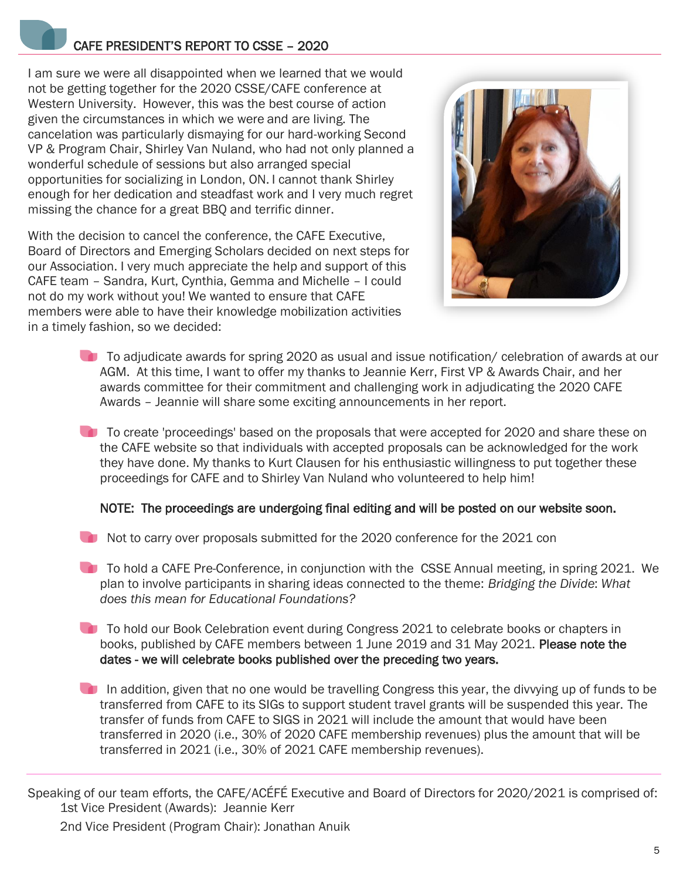## CAFE PRESIDENT'S REPORT TO CSSE – 2020

I am sure we were all disappointed when we learned that we would not be getting together for the 2020 CSSE/CAFE conference at Western University. However, this was the best course of action given the circumstances in which we were and are living. The cancelation was particularly dismaying for our hard-working Second VP & Program Chair, Shirley Van Nuland, who had not only planned a wonderful schedule of sessions but also arranged special opportunities for socializing in London, ON. I cannot thank Shirley enough for her dedication and steadfast work and I very much regret missing the chance for a great BBQ and terrific dinner.

With the decision to cancel the conference, the CAFE Executive, Board of Directors and Emerging Scholars decided on next steps for our Association. I very much appreciate the help and support of this CAFE team – Sandra, Kurt, Cynthia, Gemma and Michelle – I could not do my work without you! We wanted to ensure that CAFE members were able to have their knowledge mobilization activities in a timely fashion, so we decided:

- To adjudicate awards for spring 2020 as usual and issue notification/ celebration of awards at our AGM. At this time, I want to offer my thanks to Jeannie Kerr, First VP & Awards Chair, and her awards committee for their commitment and challenging work in adjudicating the 2020 CAFE Awards – Jeannie will share some exciting announcements in her report.

- To create 'proceedings' based on the proposals that were accepted for 2020 and share these on the CAFE website so that individuals with accepted proposals can be acknowledged for the work they have done. My thanks to Kurt Clausen for his enthusiastic willingness to put together these proceedings for CAFE and to Shirley Van Nuland who volunteered to help him!

  **NOTE: The proceedings are undergoing final editing and will be posted on our website soon.**

- Not to carry over proposals submitted for the 2020 conference for the 2021 con

- To hold a CAFE Pre-Conference, in conjunction with the CSSE Annual meeting, in spring 2021. We plan to involve participants in sharing ideas connected to the theme: *Bridging the Divide*: *What does this mean for Educational Foundations?*

- To hold our Book Celebration event during Congress 2021 to celebrate books or chapters in books, published by CAFE members between 1 June 2019 and 31 May 2021. **Please note the dates - we will celebrate books published over the preceding two years.**

- In addition, given that no one would be travelling Congress this year, the divvying up of funds to be transferred from CAFE to its SIGs to support student travel grants will be suspended this year. The transfer of funds from CAFE to SIGS in 2021 will include the amount that would have been transferred in 2020 (i.e., 30% of 2020 CAFE membership revenues) plus the amount that will be transferred in 2021 (i.e., 30% of 2021 CAFE membership revenues).

---

Speaking of our team efforts, the CAFE/ACÉFÉ Executive and Board of Directors for 2020/2021 is comprised of:

1st Vice President (Awards): Jeannie Kerr

2nd Vice President (Program Chair): Jonathan Anuik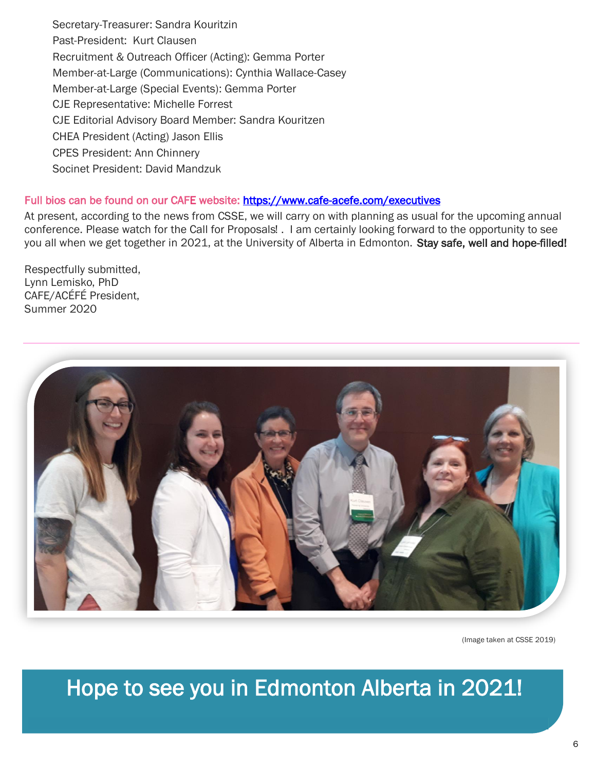Secretary-Treasurer: Sandra Kouritzin
Past-President: Kurt Clausen
Recruitment & Outreach Officer (Acting): Gemma Porter
Member-at-Large (Communications): Cynthia Wallace-Casey
Member-at-Large (Special Events): Gemma Porter
CJE Representative: Michelle Forrest
CJE Editorial Advisory Board Member: Sandra Kouritzen
CHEA President (Acting) Jason Ellis
CPES President: Ann Chinnery
Socinet President: David Mandzuk

Full bios can be found on our CAFE website: https://www.cafe-acefe.com/executives

At present, according to the news from CSSE, we will carry on with planning as usual for the upcoming annual conference. Please watch for the Call for Proposals! . I am certainly looking forward to the opportunity to see you all when we get together in 2021, at the University of Alberta in Edmonton. **Stay safe, well and hope-filled!**

Respectfully submitted,
Lynn Lemisko, PhD
CAFE/ACÉFÉ President,
Summer 2020

(Image taken at CSSE 2019)

## Hope to see you in Edmonton Alberta in 2021!